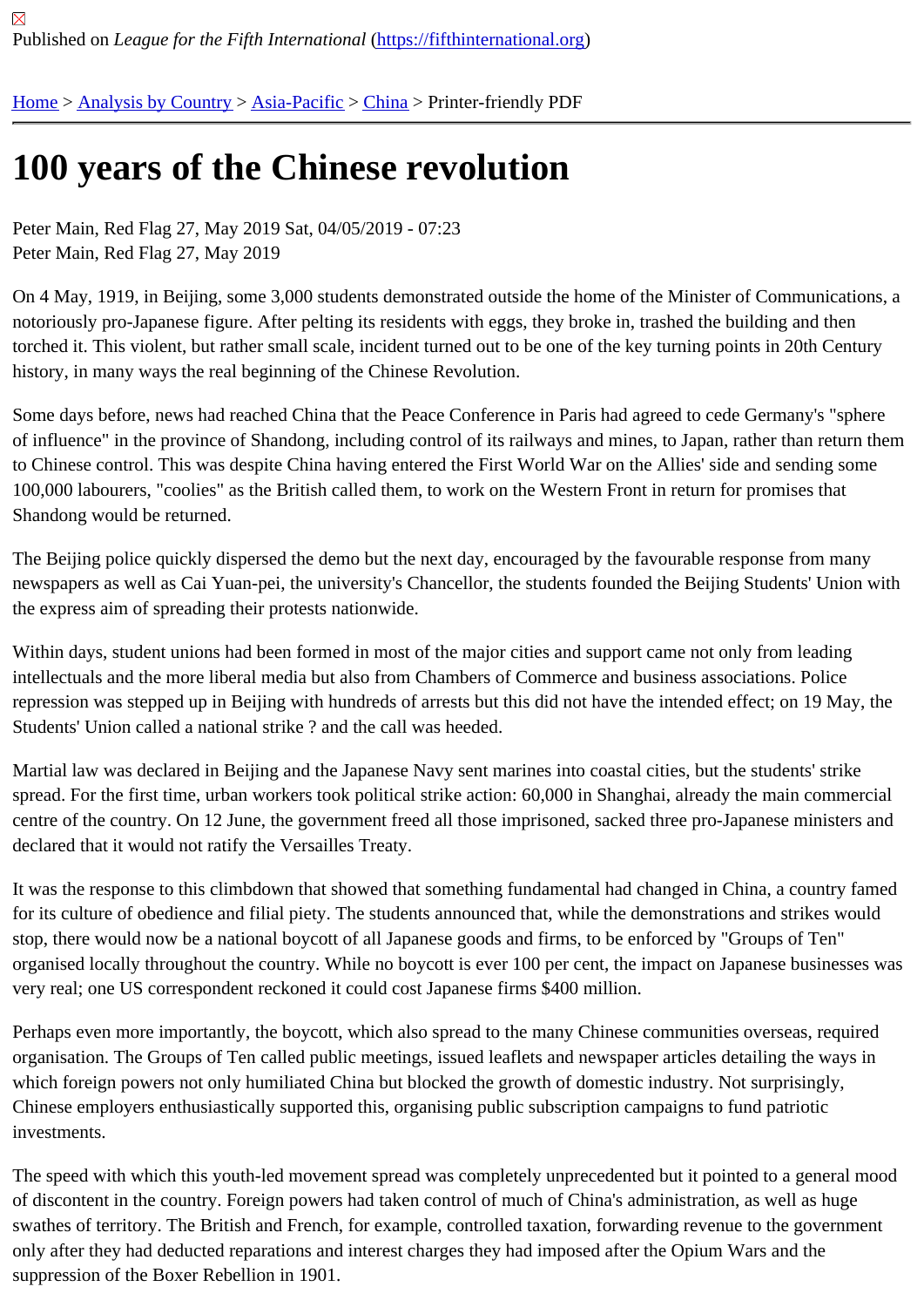Published on *League for the Fifth International* (https://fifthinternational.org)

Home > Analysis by Country > Asia-Pacific > China > Printer-friendly PDF

# 100 years of the Chinese revolution

Peter Main, Red Flag 27, May 2019 Sat, 04/05/2019 - 07:23
Peter Main, Red Flag 27, May 2019

On 4 May, 1919, in Beijing, some 3,000 students demonstrated outside the home of the Minister of Communications, a notoriously pro-Japanese figure. After pelting its residents with eggs, they broke in, trashed the building and then torched it. This violent, but rather small scale, incident turned out to be one of the key turning points in 20th Century history, in many ways the real beginning of the Chinese Revolution.

Some days before, news had reached China that the Peace Conference in Paris had agreed to cede Germany's "sphere of influence" in the province of Shandong, including control of its railways and mines, to Japan, rather than return them to Chinese control. This was despite China having entered the First World War on the Allies' side and sending some 100,000 labourers, "coolies" as the British called them, to work on the Western Front in return for promises that Shandong would be returned.

The Beijing police quickly dispersed the demo but the next day, encouraged by the favourable response from many newspapers as well as Cai Yuan-pei, the university's Chancellor, the students founded the Beijing Students' Union with the express aim of spreading their protests nationwide.

Within days, student unions had been formed in most of the major cities and support came not only from leading intellectuals and the more liberal media but also from Chambers of Commerce and business associations. Police repression was stepped up in Beijing with hundreds of arrests but this did not have the intended effect; on 19 May, the Students' Union called a national strike ? and the call was heeded.

Martial law was declared in Beijing and the Japanese Navy sent marines into coastal cities, but the students' strike spread. For the first time, urban workers took political strike action: 60,000 in Shanghai, already the main commercial centre of the country. On 12 June, the government freed all those imprisoned, sacked three pro-Japanese ministers and declared that it would not ratify the Versailles Treaty.

It was the response to this climbdown that showed that something fundamental had changed in China, a country famed for its culture of obedience and filial piety. The students announced that, while the demonstrations and strikes would stop, there would now be a national boycott of all Japanese goods and firms, to be enforced by "Groups of Ten" organised locally throughout the country. While no boycott is ever 100 per cent, the impact on Japanese businesses was very real; one US correspondent reckoned it could cost Japanese firms $400 million.

Perhaps even more importantly, the boycott, which also spread to the many Chinese communities overseas, required organisation. The Groups of Ten called public meetings, issued leaflets and newspaper articles detailing the ways in which foreign powers not only humiliated China but blocked the growth of domestic industry. Not surprisingly, Chinese employers enthusiastically supported this, organising public subscription campaigns to fund patriotic investments.

The speed with which this youth-led movement spread was completely unprecedented but it pointed to a general mood of discontent in the country. Foreign powers had taken control of much of China's administration, as well as huge swathes of territory. The British and French, for example, controlled taxation, forwarding revenue to the government only after they had deducted reparations and interest charges they had imposed after the Opium Wars and the suppression of the Boxer Rebellion in 1901.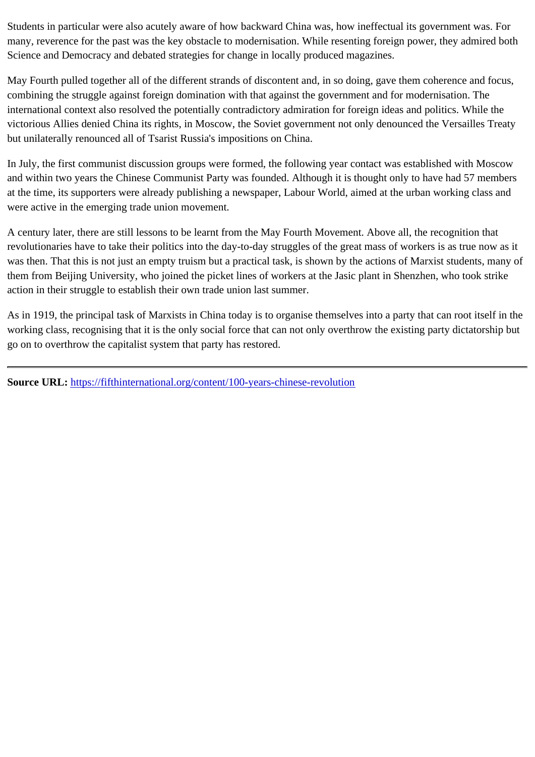Students in particular were also acutely aware of how backward China was, how ineffectual its government was. For many, reverence for the past was the key obstacle to modernisation. While resenting foreign power, they admired both Science and Democracy and debated strategies for change in locally produced magazines.

May Fourth pulled together all of the different strands of discontent and, in so doing, gave them coherence and focus, combining the struggle against foreign domination with that against the government and for modernisation. The international context also resolved the potentially contradictory admiration for foreign ideas and politics. While the victorious Allies denied China its rights, in Moscow, the Soviet government not only denounced the Versailles Treaty but unilaterally renounced all of Tsarist Russia's impositions on China.

In July, the first communist discussion groups were formed, the following year contact was established with Moscow and within two years the Chinese Communist Party was founded. Although it is thought only to have had 57 members at the time, its supporters were already publishing a newspaper, Labour World, aimed at the urban working class and were active in the emerging trade union movement.

A century later, there are still lessons to be learnt from the May Fourth Movement. Above all, the recognition that revolutionaries have to take their politics into the day-to-day struggles of the great mass of workers is as true now as it was then. That this is not just an empty truism but a practical task, is shown by the actions of Marxist students, many of them from Beijing University, who joined the picket lines of workers at the Jasic plant in Shenzhen, who took strike action in their struggle to establish their own trade union last summer.

As in 1919, the principal task of Marxists in China today is to organise themselves into a party that can root itself in the working class, recognising that it is the only social force that can not only overthrow the existing party dictatorship but go on to overthrow the capitalist system that party has restored.

---

**Source URL:** https://fifthinternational.org/content/100-years-chinese-revolution